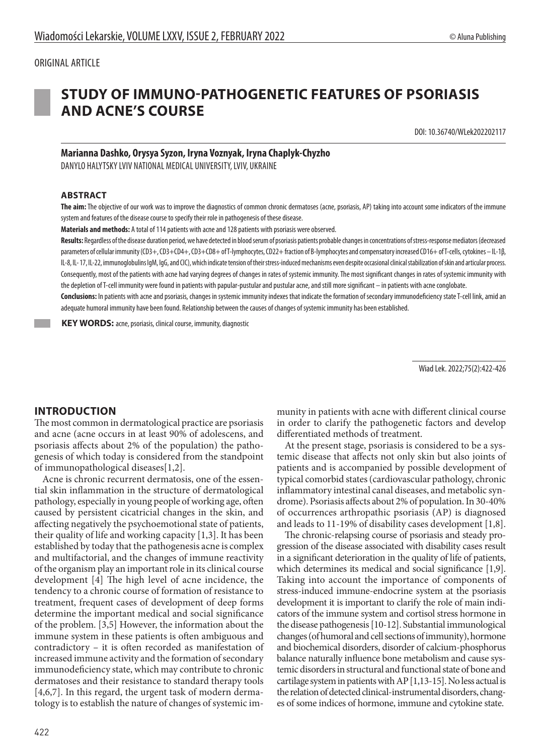ORIGINAL ARTICLE

# STUDY OF IMMUNO-PATHOGENETIC FEATURES OF PSORIASIS AND ACNE'S COURSE

DOI: 10.36740/WLek202202117

**Marianna Dashko, Orysya Syzon, Iryna Voznyak, Iryna Chaplyk-Chyzho**

DANYLO HALYTSKY LVIV NATIONAL MEDICAL UNIVERSITY, LVIV, UKRAINE

## ABSTRACT

**The aim:** The objective of our work was to improve the diagnostics of common chronic dermatoses (acne, psoriasis, AP) taking into account some indicators of the immune system and features of the disease course to specify their role in pathogenesis of these disease.

**Materials and methods:** A total of 114 patients with acne and 128 patients with psoriasis were observed.

**Results:** Regardless of the disease duration period, we have detected in blood serum of psoriasis patients probable changes in concentrations of stress-response mediators (decreased parameters of cellular immunity (CD3+, CD3+CD4+, CD3+CD8+ of T-lymphocytes, CD22+ fraction of B-lymphocytes and compensatory increased CD16+ of T-cells, cytokines – IL-1β, IL-8, IL- 17, IL-22, immunoglobulins IgM, IgG, and CIC), which indicate tension of their stress-induced mechanisms even despite occasional clinical stabilization of skin and articular process. Consequently, most of the patients with acne had varying degrees of changes in rates of systemic immunity. The most significant changes in rates of systemic immunity with the depletion of T-cell immunity were found in patients with papular-pustular and pustular acne, and still more significant – in patients with acne conglobate.

**Conclusions:** In patients with acne and psoriasis, changes in systemic immunity indexes that indicate the formation of secondary immunodeficiency state T-cell link, amid an adequate humoral immunity have been found. Relationship between the causes of changes of systemic immunity has been established.

**KEY WORDS:** acne, psoriasis, clinical course, immunity, diagnostic

Wiad Lek. 2022;75(2):422-426

## INTRODUCTION

The most common in dermatological practice are psoriasis and acne (acne occurs in at least 90% of adolescens, and psoriasis affects about 2% of the population) the pathogenesis of which today is considered from the standpoint of immunopathological diseases[1,2].

Acne is chronic recurrent dermatosis, one of the essential skin inflammation in the structure of dermatological pathology, especially in young people of working age, often caused by persistent cicatricial changes in the skin, and affecting negatively the psychoemotional state of patients, their quality of life and working capacity [1,3]. It has been established by today that the pathogenesis acne is complex and multifactorial, and the changes of immune reactivity of the organism play an important role in its clinical course development [4] The high level of acne incidence, the tendency to a chronic course of formation of resistance to treatment, frequent cases of development of deep forms determine the important medical and social significance of the problem. [3,5] However, the information about the immune system in these patients is often ambiguous and contradictory – it is often recorded as manifestation of increased immune activity and the formation of secondary immunodeficiency state, which may contribute to chronic dermatoses and their resistance to standard therapy tools [4,6,7]. In this regard, the urgent task of modern dermatology is to establish the nature of changes of systemic immunity in patients with acne with different clinical course in order to clarify the pathogenetic factors and develop differentiated methods of treatment.

At the present stage, psoriasis is considered to be a systemic disease that affects not only skin but also joints of patients and is accompanied by possible development of typical comorbid states (cardiovascular pathology, chronic inflammatory intestinal canal diseases, and metabolic syndrome). Psoriasis affects about 2% of population. In 30-40% of occurrences arthropathic psoriasis (AP) is diagnosed and leads to 11-19% of disability cases development [1,8].

The chronic-relapsing course of psoriasis and steady progression of the disease associated with disability cases result in a significant deterioration in the quality of life of patients, which determines its medical and social significance [1,9]. Taking into account the importance of components of stress-induced immune-endocrine system at the psoriasis development it is important to clarify the role of main indicators of the immune system and cortisol stress hormone in the disease pathogenesis [10-12]. Substantial immunological changes (of humoral and cell sections of immunity), hormone and biochemical disorders, disorder of calcium-phosphorus balance naturally influence bone metabolism and cause systemic disorders in structural and functional state of bone and cartilage system in patients with AP [1,13-15]. No less actual is the relation of detected clinical-instrumental disorders, changes of some indices of hormone, immune and cytokine state.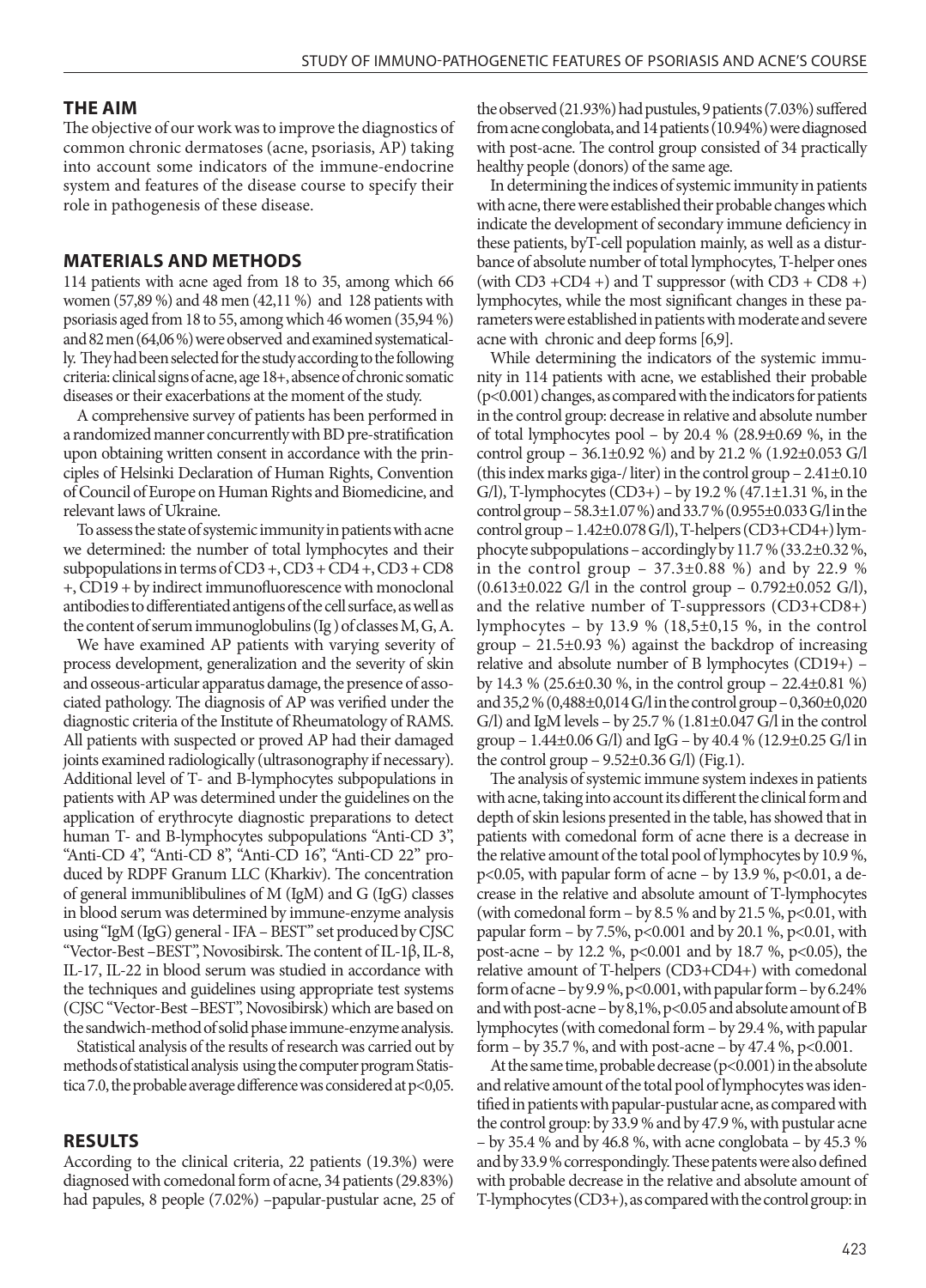## THE AIM

The objective of our work was to improve the diagnostics of common chronic dermatoses (acne, psoriasis, AP) taking into account some indicators of the immune-endocrine system and features of the disease course to specify their role in pathogenesis of these disease.

## MATERIALS AND METHODS

114 patients with acne aged from 18 to 35, among which 66 women (57,89 %) and 48 men (42,11 %) and 128 patients with psoriasis aged from 18 to 55, among which 46 women (35,94 %) and 82 men (64,06 %) were observed and examined systematically. They had been selected for the study according to the following criteria: clinical signs of acne, age 18+, absence of chronic somatic diseases or their exacerbations at the moment of the study.

A comprehensive survey of patients has been performed in a randomized manner concurrently with BD pre-stratification upon obtaining written consent in accordance with the principles of Helsinki Declaration of Human Rights, Convention of Council of Europe on Human Rights and Biomedicine, and relevant laws of Ukraine.

To assess the state of systemic immunity in patients with acne we determined: the number of total lymphocytes and their subpopulations in terms of CD3 +, CD3 + CD4 +, CD3 + CD8 +, CD19 + by indirect immunofluorescence with monoclonal antibodies to differentiated antigens of the cell surface, as well as the content of serum immunoglobulins (Ig ) of classes M, G, A.

We have examined AP patients with varying severity of process development, generalization and the severity of skin and osseous-articular apparatus damage, the presence of associated pathology. The diagnosis of AP was verified under the diagnostic criteria of the Institute of Rheumatology of RAMS. All patients with suspected or proved AP had their damaged joints examined radiologically (ultrasonography if necessary). Additional level of T- and B-lymphocytes subpopulations in patients with AP was determined under the guidelines on the application of erythrocyte diagnostic preparations to detect human T- and B-lymphocytes subpopulations "Anti-CD 3", "Anti-CD 4", "Anti-CD 8", "Anti-CD 16", "Anti-CD 22" produced by RDPF Granum LLC (Kharkiv). The concentration of general immuniblibulines of M (IgM) and G (IgG) classes in blood serum was determined by immune-enzyme analysis using "IgM (IgG) general - IFA – BEST" set produced by CJSC "Vector-Best –BEST", Novosibirsk. The content of IL-1β, IL-8, IL-17, IL-22 in blood serum was studied in accordance with the techniques and guidelines using appropriate test systems (CJSC "Vector-Best –BEST", Novosibirsk) which are based on the sandwich-method of solid phase immune-enzyme analysis.

Statistical analysis of the results of research was carried out by methods of statistical analysis using the computer program Statistica 7.0, the probable average difference was considered at $p<0,05$.

## RESULTS

According to the clinical criteria, 22 patients (19.3%) were diagnosed with comedonal form of acne, 34 patients (29.83%) had papules, 8 people (7.02%) –papular-pustular acne, 25 of the observed (21.93%) had pustules, 9 patients (7.03%) suffered from acne conglobata, and 14 patients (10.94%) were diagnosed with post-acne. The control group consisted of 34 practically healthy people (donors) of the same age.

In determining the indices of systemic immunity in patients with acne, there were established their probable changes which indicate the development of secondary immune deficiency in these patients, byT-cell population mainly, as well as a disturbance of absolute number of total lymphocytes, T-helper ones (with CD3 +CD4 +) and T suppressor (with CD3 + CD8 +) lymphocytes, while the most significant changes in these parameters were established in patients with moderate and severe acne with chronic and deep forms [6,9].

While determining the indicators of the systemic immunity in 114 patients with acne, we established their probable ($p<0.001$) changes, as compared with the indicators for patients in the control group: decrease in relative and absolute number of total lymphocytes pool – by 20.4 % (28.9±0.69 %, in the control group – 36.1±0.92 %) and by 21.2 % (1.92±0.053 G/l (this index marks giga-/ liter) in the control group – 2.41±0.10 G/l), T-lymphocytes (CD3+) – by 19.2 % (47.1±1.31 %, in the control group – 58.3±1.07 %) and 33.7 % (0.955±0.033 G/l in the control group – 1.42±0.078 G/l), T-helpers (CD3+CD4+) lymphocyte subpopulations – accordingly by 11.7 % (33.2±0.32 %, in the control group – 37.3±0.88 %) and by 22.9 % (0.613±0.022 G/l in the control group – 0.792±0.052 G/l), and the relative number of T-suppressors (CD3+CD8+) lymphocytes – by 13.9 % (18,5±0,15 %, in the control group – 21.5±0.93 %) against the backdrop of increasing relative and absolute number of B lymphocytes (CD19+) – by 14.3 % (25.6±0.30 %, in the control group – 22.4±0.81 %) and 35,2 % (0,488±0,014 G/l in the control group – 0,360±0,020 G/l) and IgM levels – by 25.7 % (1.81±0.047 G/l in the control group – 1.44±0.06 G/l) and IgG – by 40.4 % (12.9±0.25 G/l in the control group – 9.52±0.36 G/l) (Fig.1).

The analysis of systemic immune system indexes in patients with acne, taking into account its different the clinical form and depth of skin lesions presented in the table, has showed that in patients with comedonal form of acne there is a decrease in the relative amount of the total pool of lymphocytes by 10.9 %, $p<0.05$, with papular form of acne – by 13.9 %, $p<0.01$, a decrease in the relative and absolute amount of T-lymphocytes (with comedonal form – by 8.5 % and by 21.5 %, $p<0.01$, with papular form – by 7.5%, $p<0.001$ and by 20.1 %, $p<0.01$, with post-acne – by 12.2 %, $p<0.001$ and by 18.7 %, $p<0.05$), the relative amount of T-helpers (CD3+CD4+) with comedonal form of acne – by 9.9 %, $p<0.001$, with papular form – by 6.24% and with post-acne – by 8,1%, $p<0.05$ and absolute amount of B lymphocytes (with comedonal form – by 29.4 %, with papular form – by 35.7 %, and with post-acne – by 47.4 %, $p<0.001$.

At the same time, probable decrease ($p<0.001$) in the absolute and relative amount of the total pool of lymphocytes was identified in patients with papular-pustular acne, as compared with the control group: by 33.9 % and by 47.9 %, with pustular acne – by 35.4 % and by 46.8 %, with acne conglobata – by 45.3 % and by 33.9 % correspondingly. These patients were also defined with probable decrease in the relative and absolute amount of T-lymphocytes (CD3+), as compared with the control group: in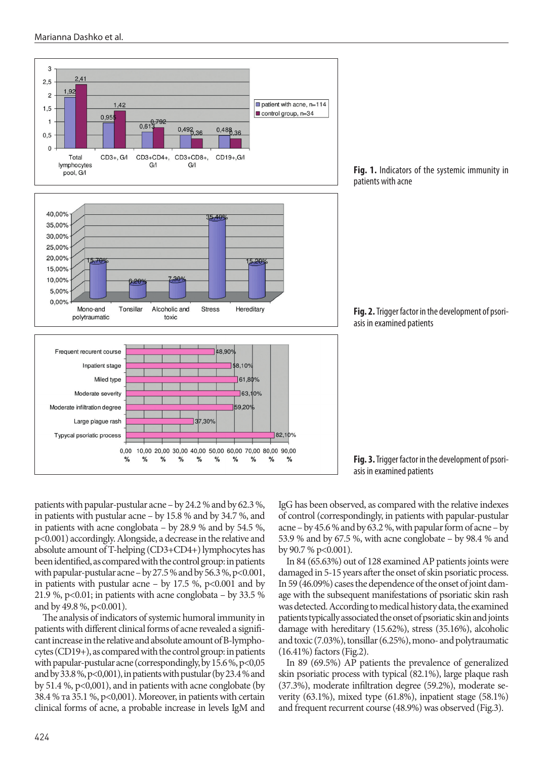**Fig. 1.** Indicators of the systemic immunity in patients with acne

**Fig. 2.** Trigger factor in the development of psoriasis in examined patients

**Fig. 3.** Trigger factor in the development of psoriasis in examined patients

patients with papular-pustular acne – by 24.2 % and by 62.3 %, in patients with pustular acne – by 15.8 % and by 34.7 %, and in patients with acne conglobata – by 28.9 % and by 54.5 %, $p<0.001$) accordingly. Alongside, a decrease in the relative and absolute amount of T-helping (CD3+CD4+) lymphocytes has been identified, as compared with the control group: in patients with papular-pustular acne – by 27.5 % and by 56.3 %, $p<0.001$, in patients with pustular acne – by 17.5 %, $p<0.001$ and by 21.9 %, $p<0.01$; in patients with acne conglobata – by 33.5 % and by 49.8 %, $p<0.001$).

The analysis of indicators of systemic humoral immunity in patients with different clinical forms of acne revealed a significant increase in the relative and absolute amount of B-lymphocytes (CD19+), as compared with the control group: in patients with papular-pustular acne (correspondingly, by 15.6 %, $p<0,05$ and by 33.8 %, $p<0,001$), in patients with pustular (by 23.4 % and by 51.4 %, $p<0,001$), and in patients with acne conglobate (by 38.4 % та 35.1 %, $p<0,001$). Moreover, in patients with certain clinical forms of acne, a probable increase in levels IgM and IgG has been observed, as compared with the relative indexes of control (correspondingly, in patients with papular-pustular acne – by 45.6 % and by 63.2 %, with papular form of acne – by 53.9 % and by 67.5 %, with acne conglobate – by 98.4 % and by 90.7 % $p<0.001$).

In 84 (65.63%) out of 128 examined AP patients joints were damaged in 5-15 years after the onset of skin psoriatic process. In 59 (46.09%) cases the dependence of the onset of joint damage with the subsequent manifestations of psoriatic skin rash was detected. According to medical history data, the examined patients typically associated the onset of psoriatic skin and joints damage with hereditary (15.62%), stress (35.16%), alcoholic and toxic (7.03%), tonsillar (6.25%), mono- and polytraumatic (16.41%) factors (Fig.2).

In 89 (69.5%) AP patients the prevalence of generalized skin psoriatic process with typical (82.1%), large plaque rash (37.3%), moderate infiltration degree (59.2%), moderate severity (63.1%), mixed type (61.8%), inpatient stage (58.1%) and frequent recurrent course (48.9%) was observed (Fig.3).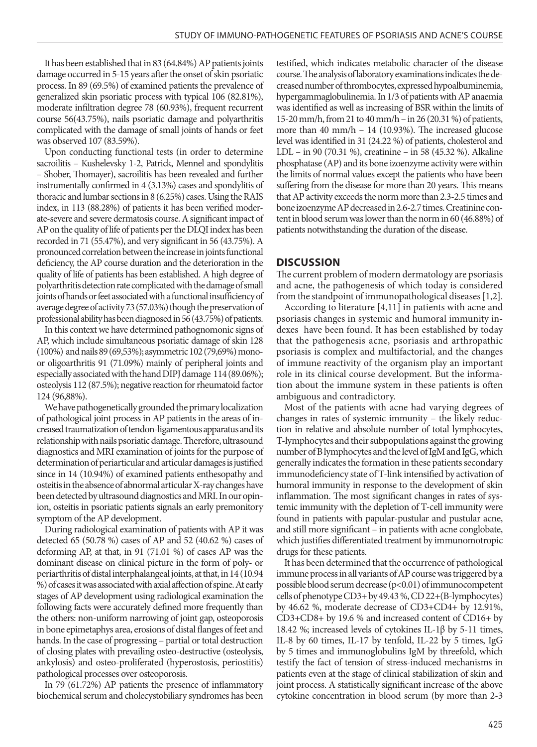It has been established that in 83 (64.84%) AP patients joints damage occurred in 5-15 years after the onset of skin psoriatic process. In 89 (69.5%) of examined patients the prevalence of generalized skin psoriatic process with typical 106 (82.81%), moderate infiltration degree 78 (60.93%), frequent recurrent course 56(43.75%), nails psoriatic damage and polyarthritis complicated with the damage of small joints of hands or feet was observed 107 (83.59%).

Upon conducting functional tests (in order to determine sacroilitis – Kushelevsky 1-2, Patrick, Mennel and spondylitis – Shober, Thomayer), sacroilitis has been revealed and further instrumentally confirmed in 4 (3.13%) cases and spondylitis of thoracic and lumbar sections in 8 (6.25%) cases. Using the RAIS index, in 113 (88.28%) of patients it has been verified moderate-severe and severe dermatosis course. A significant impact of AP on the quality of life of patients per the DLQI index has been recorded in 71 (55.47%), and very significant in 56 (43.75%). A pronounced correlation between the increase in joints functional deficiency, the AP course duration and the deterioration in the quality of life of patients has been established. A high degree of polyarthritis detection rate complicated with the damage of small joints of hands or feet associated with a functional insufficiency of average degree of activity 73 (57.03%) though the preservation of professional ability has been diagnosed in 56 (43.75%) of patients.

In this context we have determined pathognomonic signs of AP, which include simultaneous psoriatic damage of skin 128 (100%) and nails 89 (69,53%); asymmetric 102 (79,69%) mono- or oligoarthritis 91 (71.09%) mainly of peripheral joints and especially associated with the hand DIPJ damage 114 (89.06%); osteolysis 112 (87.5%); negative reaction for rheumatoid factor 124 (96,88%).

We have pathogenetically grounded the primary localization of pathological joint process in AP patients in the areas of increased traumatization of tendon-ligamentous apparatus and its relationship with nails psoriatic damage. Therefore, ultrasound diagnostics and MRI examination of joints for the purpose of determination of periarticular and articular damages is justified since in 14 (10.94%) of examined patients enthesopathy and osteitis in the absence of abnormal articular X-ray changes have been detected by ultrasound diagnostics and MRI. In our opinion, osteitis in psoriatic patients signals an early premonitory symptom of the AP development.

During radiological examination of patients with AP it was detected 65 (50.78 %) cases of AP and 52 (40.62 %) cases of deforming AP, at that, in 91 (71.01 %) of cases AP was the dominant disease on clinical picture in the form of poly- or periarthritis of distal interphalangeal joints, at that, in 14 (10.94 %) of cases it was associated with axial affection of spine. At early stages of AP development using radiological examination the following facts were accurately defined more frequently than the others: non-uniform narrowing of joint gap, osteoporosis in bone epimetaphys area, erosions of distal flanges of feet and hands. In the case of progressing – partial or total destruction of closing plates with prevailing osteo-destructive (osteolysis, ankylosis) and osteo-proliferated (hyperostosis, periostitis) pathological processes over osteoporosis.

In 79 (61.72%) AP patients the presence of inflammatory biochemical serum and cholecystobiliary syndromes has been testified, which indicates metabolic character of the disease course. The analysis of laboratory examinations indicates the decreased number of thrombocytes, expressed hypoalbuminemia, hypergammaglobulinemia. In 1/3 of patients with AP anaemia was identified as well as increasing of BSR within the limits of 15-20 mm/h, from 21 to 40 mm/h – in 26 (20.31 %) of patients, more than 40 mm/h – 14 (10.93%). The increased glucose level was identified in 31 (24.22 %) of patients, cholesterol and LDL – in 90 (70.31 %), creatinine – in 58 (45.32 %). Alkaline phosphatase (AP) and its bone izoenzyme activity were within the limits of normal values except the patients who have been suffering from the disease for more than 20 years. This means that AP activity exceeds the norm more than 2.3-2.5 times and bone izoenzyme AP decreased in 2.6-2.7 times. Creatinine content in blood serum was lower than the norm in 60 (46.88%) of patients notwithstanding the duration of the disease.

## DISCUSSION

The current problem of modern dermatology are psoriasis and acne, the pathogenesis of which today is considered from the standpoint of immunopathological diseases [1,2].

According to literature [4,11] in patients with acne and psoriasis changes in systemic and humoral immunity indexes have been found. It has been established by today that the pathogenesis acne, psoriasis and arthropathic psoriasis is complex and multifactorial, and the changes of immune reactivity of the organism play an important role in its clinical course development. But the information about the immune system in these patients is often ambiguous and contradictory.

Most of the patients with acne had varying degrees of changes in rates of systemic immunity – the likely reduction in relative and absolute number of total lymphocytes, T-lymphocytes and their subpopulations against the growing number of B lymphocytes and the level of IgM and IgG, which generally indicates the formation in these patients secondary immunodeficiency state of T-link intensified by activation of humoral immunity in response to the development of skin inflammation. The most significant changes in rates of systemic immunity with the depletion of T-cell immunity were found in patients with papular-pustular and pustular acne, and still more significant – in patients with acne conglobate, which justifies differentiated treatment by immunomotropic drugs for these patients.

It has been determined that the occurrence of pathological immune process in all variants of AP course was triggered by a possible blood serum decrease ($p<0.01$) of immunocompetent cells of phenotype CD3+ by 49.43 %, CD 22+(B-lymphocytes) by 46.62 %, moderate decrease of CD3+CD4+ by 12.91%, CD3+CD8+ by 19.6 % and increased content of CD16+ by 18.42 %; increased levels of cytokines IL-1β by 5-11 times, IL-8 by 60 times, IL-17 by tenfold, IL-22 by 5 times, IgG by 5 times and immunoglobulins IgM by threefold, which testify the fact of tension of stress-induced mechanisms in patients even at the stage of clinical stabilization of skin and joint process. A statistically significant increase of the above cytokine concentration in blood serum (by more than 2-3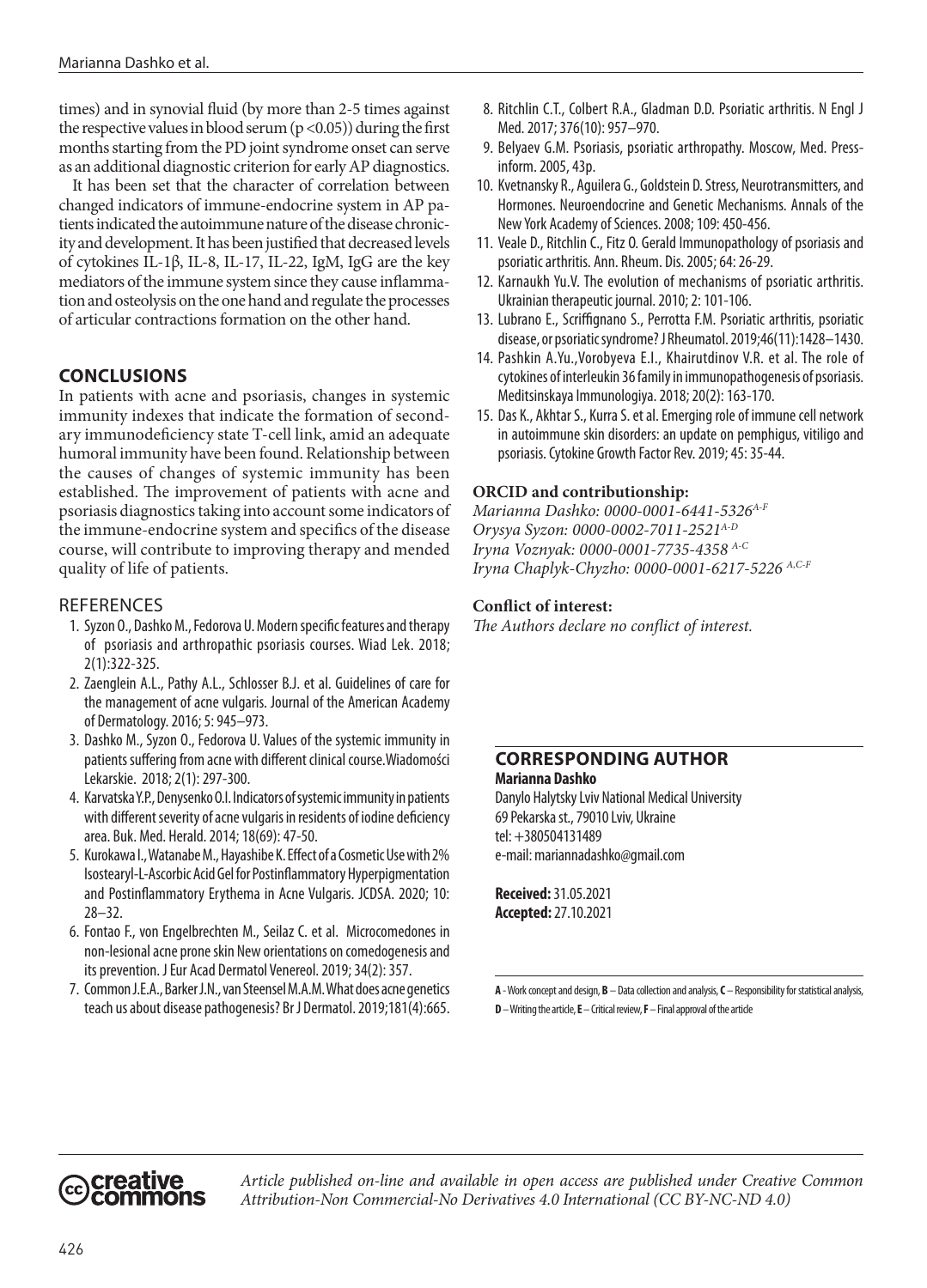times) and in synovial fluid (by more than 2-5 times against the respective values in blood serum ($p < 0.05$)) during the first months starting from the PD joint syndrome onset can serve as an additional diagnostic criterion for early AP diagnostics.

It has been set that the character of correlation between changed indicators of immune-endocrine system in AP patients indicated the autoimmune nature of the disease chronicity and development. It has been justified that decreased levels of cytokines IL-1β, IL-8, IL-17, IL-22, IgM, IgG are the key mediators of the immune system since they cause inflammation and osteolysis on the one hand and regulate the processes of articular contractions formation on the other hand.

## CONCLUSIONS

In patients with acne and psoriasis, changes in systemic immunity indexes that indicate the formation of secondary immunodeficiency state T-cell link, amid an adequate humoral immunity have been found. Relationship between the causes of changes of systemic immunity has been established. The improvement of patients with acne and psoriasis diagnostics taking into account some indicators of the immune-endocrine system and specifics of the disease course, will contribute to improving therapy and mended quality of life of patients.

## REFERENCES

1. Syzon O., Dashko M., Fedorova U. Modern specific features and therapy of psoriasis and arthropathic psoriasis courses. Wiad Lek. 2018; 2(1):322-325.
2. Zaenglein A.L., Pathy A.L., Schlosser B.J. et al. Guidelines of care for the management of acne vulgaris. Journal of the American Academy of Dermatology. 2016; 5: 945–973.
3. Dashko M., Syzon O., Fedorova U. Values of the systemic immunity in patients suffering from acne with different clinical course.Wiadomości Lekarskie. 2018; 2(1): 297-300.
4. Karvatska Y.P., Denysenko O.I. Indicators of systemic immunity in patients with different severity of acne vulgaris in residents of iodine deficiency area. Buk. Med. Herald. 2014; 18(69): 47-50.
5. Kurokawa I., Watanabe M., Hayashibe K. Effect of a Cosmetic Use with 2% Isostearyl-L-Ascorbic Acid Gel for Postinflammatory Hyperpigmentation and Postinflammatory Erythema in Acne Vulgaris. JCDSA. 2020; 10: 28–32.
6. Fontao F., von Engelbrechten M., Seilaz C. et al. Microcomedones in non-lesional acne prone skin New orientations on comedogenesis and its prevention. J Eur Acad Dermatol Venereol. 2019; 34(2): 357.
7. Common J.E.A., Barker J.N., van Steensel M.A.M. What does acne genetics teach us about disease pathogenesis? Br J Dermatol. 2019;181(4):665.
8. Ritchlin C.T., Colbert R.A., Gladman D.D. Psoriatic arthritis. N Engl J Med. 2017; 376(10): 957–970.
9. Belyaev G.M. Psoriasis, psoriatic arthropathy. Moscow, Med. Press-inform. 2005, 43p.
10. Kvetnansky R., Aguilera G., Goldstein D. Stress, Neurotransmitters, and Hormones. Neuroendocrine and Genetic Mechanisms. Annals of the New York Academy of Sciences. 2008; 109: 450-456.
11. Veale D., Ritchlin C., Fitz O. Gerald Immunopathology of psoriasis and psoriatic arthritis. Ann. Rheum. Dis. 2005; 64: 26-29.
12. Karnaukh Yu.V. The evolution of mechanisms of psoriatic arthritis. Ukrainian therapeutic journal. 2010; 2: 101-106.
13. Lubrano E., Scriffignano S., Perrotta F.M. Psoriatic arthritis, psoriatic disease, or psoriatic syndrome? J Rheumatol. 2019;46(11):1428–1430.
14. Pashkin A.Yu.,Vorobyeva E.I., Khairutdinov V.R. et al. The role of cytokines of interleukin 36 family in immunopathogenesis of psoriasis. Meditsinskaya Immunologiya. 2018; 20(2): 163-170.
15. Das K., Akhtar S., Kurra S. et al. Emerging role of immune cell network in autoimmune skin disorders: an update on pemphigus, vitiligo and psoriasis. Cytokine Growth Factor Rev. 2019; 45: 35-44.

**ORCID and contributionship:**

*Marianna Dashko: 0000-0001-6441-5326[A-F]*
*Orysya Syzon: 0000-0002-7011-2521[A-D]*
*Iryna Voznyak: 0000-0001-7735-4358 [A-C]*
*Iryna Chaplyk-Chyzho: 0000-0001-6217-5226 [A,C-F]*

**Conflict of interest:**

*The Authors declare no conflict of interest.*

## CORRESPONDING AUTHOR

**Marianna Dashko**
Danylo Halytsky Lviv National Medical University
69 Pekarska st., 79010 Lviv, Ukraine
tel: +380504131489
e-mail: mariannadashko@gmail.com

**Received:** 31.05.2021
**Accepted:** 27.10.2021

**A** - Work concept and design, **B** – Data collection and analysis, **C** – Responsibility for statistical analysis, **D** – Writing the article, **E** – Critical review, **F** – Final approval of the article

*Article published on-line and available in open access are published under Creative Common Attribution-Non Commercial-No Derivatives 4.0 International (CC BY-NC-ND 4.0)*